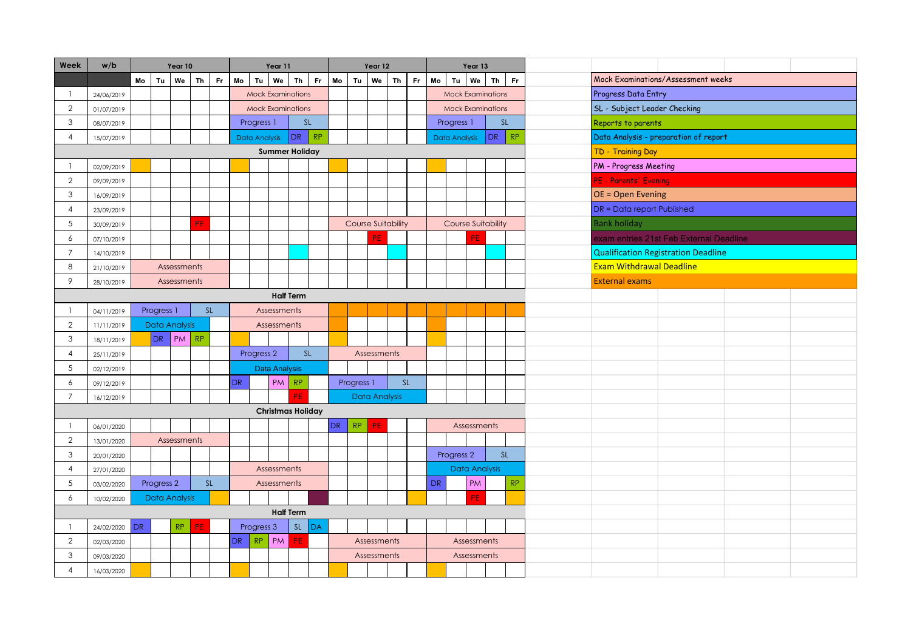| Week | w/b | Year 10 | | | | | Year 11 | | | | | Year 12 | | | | | Year 13 | | | | |
|---|---|---|---|---|---|---|---|---|---|---|---|---|---|---|---|---|---|---|---|---|---|
| | | Mo | Tu | We | Th | Fr | Mo | Tu | We | Th | Fr | Mo | Tu | We | Th | Fr | Mo | Tu | We | Th | Fr |
| 1 | 24/06/2019 | | | | | | Mock Examinations | | | | | | | | | | Mock Examinations | | | | |
| 2 | 01/07/2019 | | | | | | Mock Examinations | | | | | | | | | | Mock Examinations | | | | |
| 3 | 08/07/2019 | | | | | | Progress 1 | | | SL | | | | | | | Progress 1 | | | SL | |
| 4 | 15/07/2019 | | | | | | Data Analysis | | | DR | RP | | | | | | Data Analysis | | | DR | RP |
| **Summer Holiday** | | | | | | | | | | | | | | | | | | | | | |
| 1 | 02/09/2019 | | | | | | | | | | | | | | | | | | | | |
| 2 | 09/09/2019 | | | | | | | | | | | | | | | | | | | | |
| 3 | 16/09/2019 | | | | | | | | | | | | | | | | | | | | |
| 4 | 23/09/2019 | | | | | | | | | | | | | | | | | | | | |
| 5 | 30/09/2019 | | | | PE | | | | | | | Course Suitability | | | | | Course Suitability | | | | |
| 6 | 07/10/2019 | | | | | | | | | | | | | PE | | | | | PE | | |
| 7 | 14/10/2019 | | | | | | | | | | | | | | | | | | | | |
| 8 | 21/10/2019 | Assessments | | | | | | | | | | | | | | | | | | | |
| 9 | 28/10/2019 | Assessments | | | | | | | | | | | | | | | | | | | |
| **Half Term** | | | | | | | | | | | | | | | | | | | | | |
| 1 | 04/11/2019 | Progress 1 | | | SL | | Assessments | | | | | | | | | | | | | | |
| 2 | 11/11/2019 | Data Analysis | | | | | Assessments | | | | | | | | | | | | | | |
| 3 | 18/11/2019 | | DR | PM | RP | | | | | | | | | | | | | | | | |
| 4 | 25/11/2019 | | | | | | Progress 2 | | | SL | | Assessments | | | | | | | | | |
| 5 | 02/12/2019 | | | | | | Data Analysis | | | | | | | | | | | | | | |
| 6 | 09/12/2019 | | | | | | DR | | PM | RP | | Progress 1 | | | SL | | | | | | |
| 7 | 16/12/2019 | | | | | | | | | PE | | Data Analysis | | | | | | | | | |
| **Christmas Holiday** | | | | | | | | | | | | | | | | | | | | | |
| 1 | 06/01/2020 | | | | | | | | | | | DR | RP | PE | | | Assessments | | | | |
| 2 | 13/01/2020 | Assessments | | | | | | | | | | | | | | | | | | | |
| 3 | 20/01/2020 | | | | | | | | | | | | | | | | Progress 2 | | | SL | |
| 4 | 27/01/2020 | | | | | | Assessments | | | | | | | | | | Data Analysis | | | | |
| 5 | 03/02/2020 | Progress 2 | | | SL | | Assessments | | | | | | | | | | DR | | PM | | RP |
| 6 | 10/02/2020 | Data Analysis | | | | | | | | | | | | | | | | | PE | | |
| **Half Term** | | | | | | | | | | | | | | | | | | | | | |
| 1 | 24/02/2020 | DR | | RP | PE | | Progress 3 | | | SL | DA | | | | | | | | | | |
| 2 | 02/03/2020 | | | | | | DR | RP | PM | PE | | Assessments | | | | | Assessments | | | | |
| 3 | 09/03/2020 | | | | | | | | | | | Assessments | | | | | Assessments | | | | |
| 4 | 16/03/2020 | | | | | | | | | | | | | | | | | | | | |

| Key |
|---|
| Mock Examinations/Assessment weeks |
| Progress Data Entry |
| SL - Subject Leader Checking |
| Reports to parents |
| Data Analysis - preparation of report |
| TD - Training Day |
| PM - Progress Meeting |
| PE - Parents' Evening |
| OE = Open Evening |
| DR = Data report Published |
| Bank holiday |
| exam entries 21st Feb External Deadline |
| Qualification Registration Deadline |
| Exam Withdrawal Deadline |
| External exams |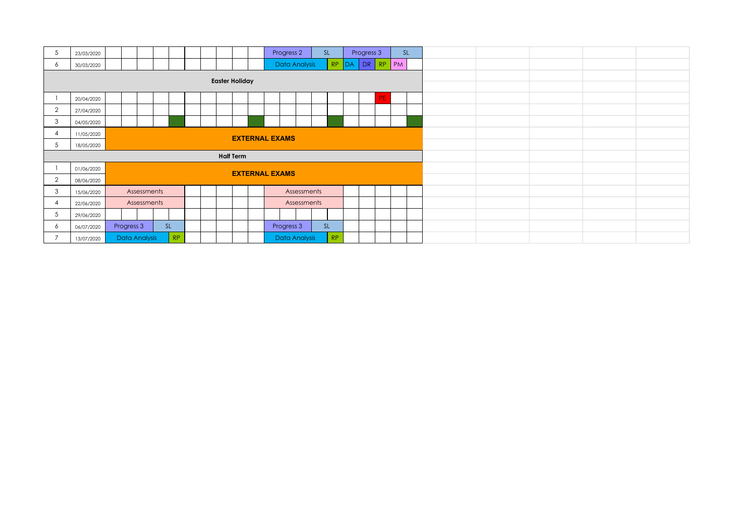| | | | | | | | | | | | | | | | | | | | | | |
|---|---|---|---|---|---|---|---|---|---|---|---|---|---|---|---|---|---|---|---|---|---|
| 5 | 23/03/2020 | | | | | | | | | | | Progress 2 | | | SL | | Progress 3 | | | SL | |
| 6 | 30/03/2020 | | | | | | | | | | | Data Analysis | | | | RP | DA | DR | RP | PM | |
| **Easter Holiday** | | | | | | | | | | | | | | | | | | | | | |
| 1 | 20/04/2020 | | | | | | | | | | | | | | | | | | PE | | |
| 2 | 27/04/2020 | | | | | | | | | | | | | | | | | | | | |
| 3 | 04/05/2020 | | | | | | | | | | | | | | | | | | | | |
| 4 | 11/05/2020 | **EXTERNAL EXAMS** | | | | | | | | | | | | | | | | | | | |
| 5 | 18/05/2020 | | | | | | | | | | | | | | | | | | | | |
| **Half Term** | | | | | | | | | | | | | | | | | | | | | |
| 1 | 01/06/2020 | **EXTERNAL EXAMS** | | | | | | | | | | | | | | | | | | | |
| 2 | 08/06/2020 | | | | | | | | | | | | | | | | | | | | |
| 3 | 15/06/2020 | Assessments | | | | | | | | | | Assessments | | | | | | | | | |
| 4 | 22/06/2020 | Assessments | | | | | | | | | | Assessments | | | | | | | | | |
| 5 | 29/06/2020 | | | | | | | | | | | | | | | | | | | | |
| 6 | 06/07/2020 | Progress 3 | | | SL | | | | | | | Progress 3 | | | SL | | | | | | |
| 7 | 13/07/2020 | Data Analysis | | | | RP | | | | | | Data Analysis | | | | RP | | | | | |